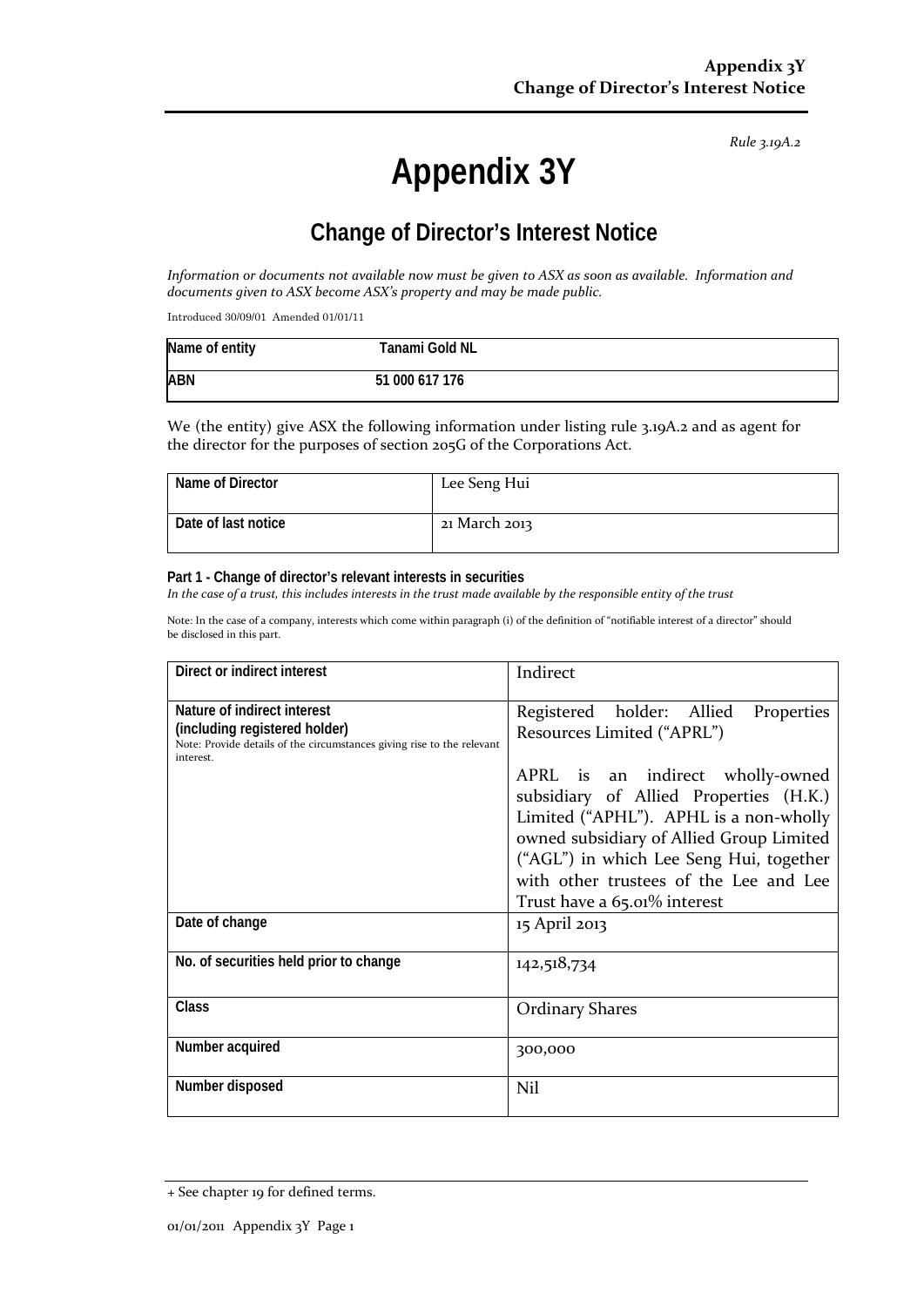*Rule 3.19A.2*

# Appendix 3Y

## Change of Director's Interest Notice

*Information or documents not available now must be given to ASX as soon as available. Information and documents given to ASX become ASX's property and may be made public.*

Introduced 30/09/01 Amended 01/01/11

| Name of entity | Tanami Gold NL |
|---|---|
| ABN | 51 000 617 176 |

We (the entity) give ASX the following information under listing rule 3.19A.2 and as agent for the director for the purposes of section 205G of the Corporations Act.

| Name of Director | Lee Seng Hui |
|---|---|
| Date of last notice | 21 March 2013 |

**Part 1 - Change of director's relevant interests in securities**

*In the case of a trust, this includes interests in the trust made available by the responsible entity of the trust*

Note: In the case of a company, interests which come within paragraph (i) of the definition of "notifiable interest of a director" should be disclosed in this part.

| Direct or indirect interest | Indirect |
|---|---|
| **Nature of indirect interest (including registered holder)** Note: Provide details of the circumstances giving rise to the relevant interest. | Registered holder: Allied Properties Resources Limited ("APRL") <br><br> APRL is an indirect wholly-owned subsidiary of Allied Properties (H.K.) Limited ("APHL"). APHL is a non-wholly owned subsidiary of Allied Group Limited ("AGL") in which Lee Seng Hui, together with other trustees of the Lee and Lee Trust have a 65.01% interest |
| Date of change | 15 April 2013 |
| No. of securities held prior to change | 142,518,734 |
| Class | Ordinary Shares |
| Number acquired | 300,000 |
| Number disposed | Nil |

+ See chapter 19 for defined terms.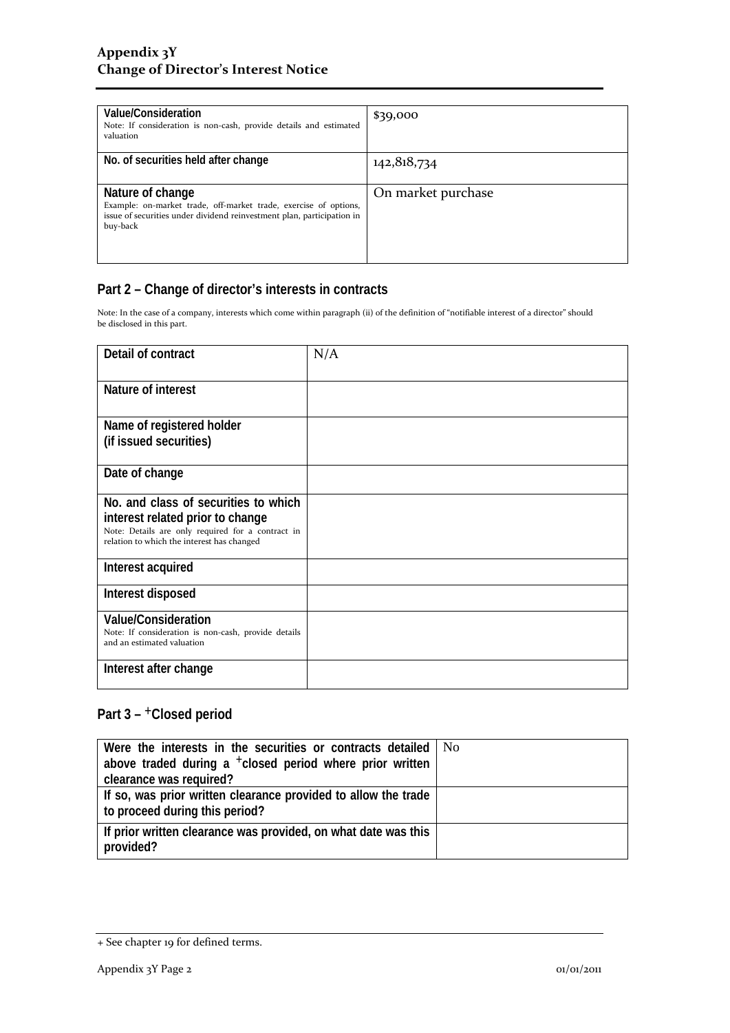| | |
|---|---|
| **Value/Consideration**<br>Note: If consideration is non-cash, provide details and estimated valuation | $39,000 |
| **No. of securities held after change** | 142,818,734 |
| **Nature of change**<br>Example: on-market trade, off-market trade, exercise of options, issue of securities under dividend reinvestment plan, participation in buy-back | On market purchase |

## Part 2 – Change of director's interests in contracts

Note: In the case of a company, interests which come within paragraph (ii) of the definition of "notifiable interest of a director" should be disclosed in this part.

| | |
|---|---|
| **Detail of contract** | N/A |
| **Nature of interest** | |
| **Name of registered holder (if issued securities)** | |
| **Date of change** | |
| **No. and class of securities to which interest related prior to change**<br>Note: Details are only required for a contract in relation to which the interest has changed | |
| **Interest acquired** | |
| **Interest disposed** | |
| **Value/Consideration**<br>Note: If consideration is non-cash, provide details and an estimated valuation | |
| **Interest after change** | |

## Part 3 – +Closed period

| | |
|---|---|
| **Were the interests in the securities or contracts detailed above traded during a +closed period where prior written clearance was required?** | No |
| **If so, was prior written clearance provided to allow the trade to proceed during this period?** | |
| **If prior written clearance was provided, on what date was this provided?** | |

+ See chapter 19 for defined terms.